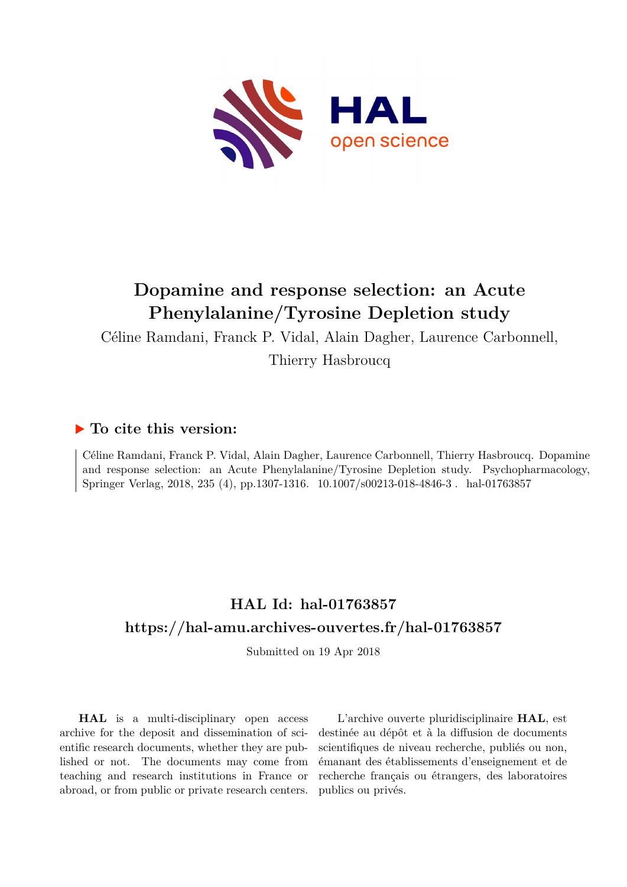# Dopamine and response selection: an Acute Phenylalanine/Tyrosine Depletion study

Céline Ramdani, Franck P. Vidal, Alain Dagher, Laurence Carbonnell, Thierry Hasbroucq

### ▶ To cite this version:

Céline Ramdani, Franck P. Vidal, Alain Dagher, Laurence Carbonnell, Thierry Hasbroucq. Dopamine and response selection: an Acute Phenylalanine/Tyrosine Depletion study. Psychopharmacology, Springer Verlag, 2018, 235 (4), pp.1307-1316. 10.1007/s00213-018-4846-3 . hal-01763857

## HAL Id: hal-01763857

## https://hal-amu.archives-ouvertes.fr/hal-01763857

Submitted on 19 Apr 2018

**HAL** is a multi-disciplinary open access archive for the deposit and dissemination of scientific research documents, whether they are published or not. The documents may come from teaching and research institutions in France or abroad, or from public or private research centers.

L'archive ouverte pluridisciplinaire **HAL**, est destinée au dépôt et à la diffusion de documents scientifiques de niveau recherche, publiés ou non, émanant des établissements d'enseignement et de recherche français ou étrangers, des laboratoires publics ou privés.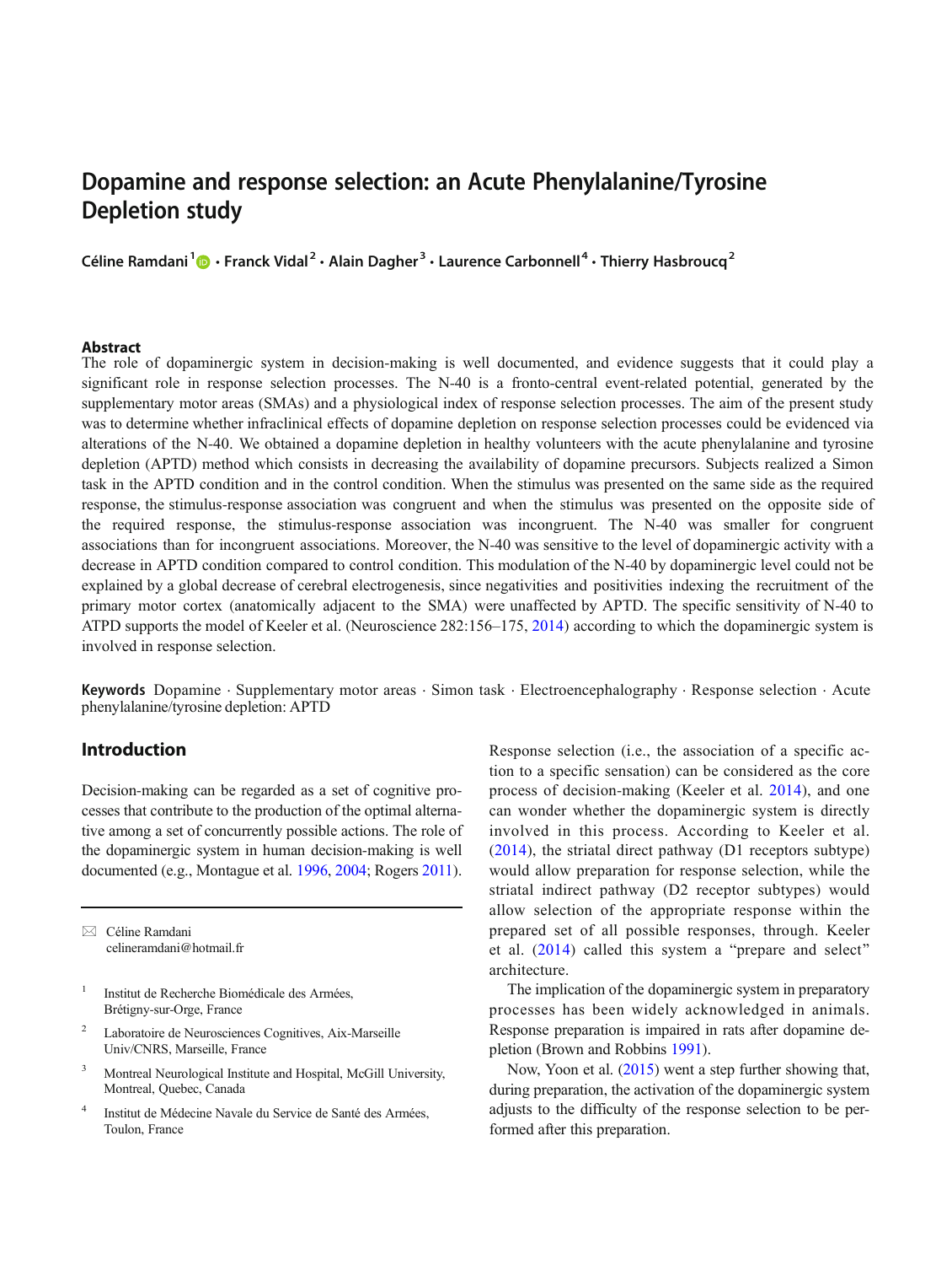# Dopamine and response selection: an Acute Phenylalanine/Tyrosine Depletion study

**Céline Ramdani[1] · Franck Vidal[2] · Alain Dagher[3] · Laurence Carbonnell[4] · Thierry Hasbroucq[2]**

## Abstract

The role of dopaminergic system in decision-making is well documented, and evidence suggests that it could play a significant role in response selection processes. The N-40 is a fronto-central event-related potential, generated by the supplementary motor areas (SMAs) and a physiological index of response selection processes. The aim of the present study was to determine whether infraclinical effects of dopamine depletion on response selection processes could be evidenced via alterations of the N-40. We obtained a dopamine depletion in healthy volunteers with the acute phenylalanine and tyrosine depletion (APTD) method which consists in decreasing the availability of dopamine precursors. Subjects realized a Simon task in the APTD condition and in the control condition. When the stimulus was presented on the same side as the required response, the stimulus-response association was congruent and when the stimulus was presented on the opposite side of the required response, the stimulus-response association was incongruent. The N-40 was smaller for congruent associations than for incongruent associations. Moreover, the N-40 was sensitive to the level of dopaminergic activity with a decrease in APTD condition compared to control condition. This modulation of the N-40 by dopaminergic level could not be explained by a global decrease of cerebral electrogenesis, since negativities and positivities indexing the recruitment of the primary motor cortex (anatomically adjacent to the SMA) were unaffected by APTD. The specific sensitivity of N-40 to ATPD supports the model of Keeler et al. (Neuroscience 282:156–175, 2014) according to which the dopaminergic system is involved in response selection.

**Keywords** Dopamine · Supplementary motor areas · Simon task · Electroencephalography · Response selection · Acute phenylalanine/tyrosine depletion: APTD

## Introduction

Decision-making can be regarded as a set of cognitive processes that contribute to the production of the optimal alternative among a set of concurrently possible actions. The role of the dopaminergic system in human decision-making is well documented (e.g., Montague et al. 1996, 2004; Rogers 2011). Response selection (i.e., the association of a specific action to a specific sensation) can be considered as the core process of decision-making (Keeler et al. 2014), and one can wonder whether the dopaminergic system is directly involved in this process. According to Keeler et al. (2014), the striatal direct pathway (D1 receptors subtype) would allow preparation for response selection, while the striatal indirect pathway (D2 receptor subtypes) would allow selection of the appropriate response within the prepared set of all possible responses, through. Keeler et al. (2014) called this system a "prepare and select" architecture.

The implication of the dopaminergic system in preparatory processes has been widely acknowledged in animals. Response preparation is impaired in rats after dopamine depletion (Brown and Robbins 1991).

Now, Yoon et al. (2015) went a step further showing that, during preparation, the activation of the dopaminergic system adjusts to the difficulty of the response selection to be performed after this preparation.

✉ Céline Ramdani
celineramdani@hotmail.fr

[1] Institut de Recherche Biomédicale des Armées, Brétigny-sur-Orge, France

[2] Laboratoire de Neurosciences Cognitives, Aix-Marseille Univ/CNRS, Marseille, France

[3] Montreal Neurological Institute and Hospital, McGill University, Montreal, Quebec, Canada

[4] Institut de Médecine Navale du Service de Santé des Armées, Toulon, France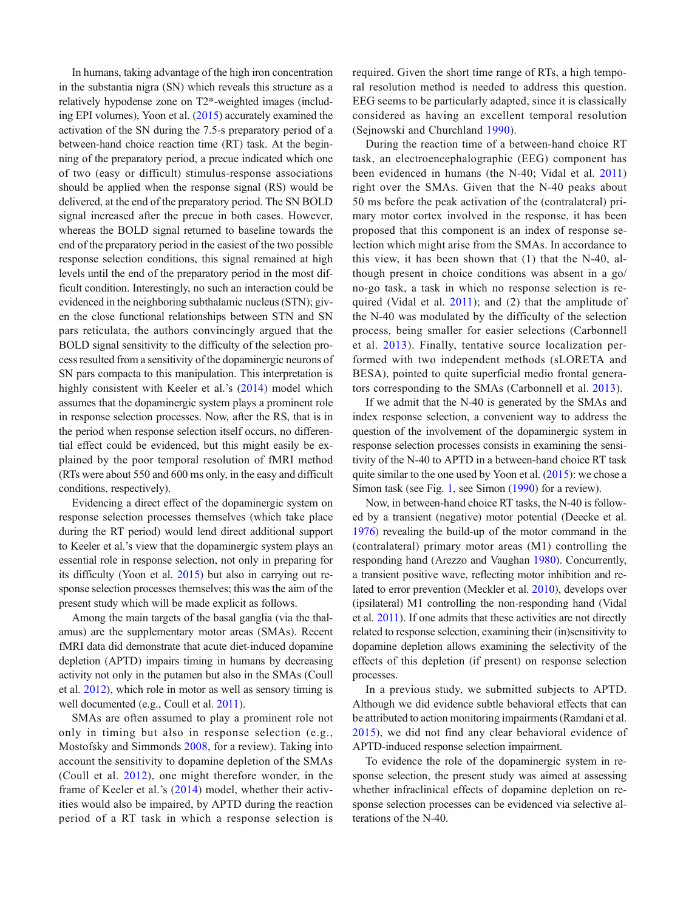In humans, taking advantage of the high iron concentration in the substantia nigra (SN) which reveals this structure as a relatively hypodense zone on T2*-weighted images (including EPI volumes), Yoon et al. (2015) accurately examined the activation of the SN during the 7.5-s preparatory period of a between-hand choice reaction time (RT) task. At the beginning of the preparatory period, a precue indicated which one of two (easy or difficult) stimulus-response associations should be applied when the response signal (RS) would be delivered, at the end of the preparatory period. The SN BOLD signal increased after the precue in both cases. However, whereas the BOLD signal returned to baseline towards the end of the preparatory period in the easiest of the two possible response selection conditions, this signal remained at high levels until the end of the preparatory period in the most difficult condition. Interestingly, no such an interaction could be evidenced in the neighboring subthalamic nucleus (STN); given the close functional relationships between STN and SN pars reticulata, the authors convincingly argued that the BOLD signal sensitivity to the difficulty of the selection process resulted from a sensitivity of the dopaminergic neurons of SN pars compacta to this manipulation. This interpretation is highly consistent with Keeler et al.'s (2014) model which assumes that the dopaminergic system plays a prominent role in response selection processes. Now, after the RS, that is in the period when response selection itself occurs, no differential effect could be evidenced, but this might easily be explained by the poor temporal resolution of fMRI method (RTs were about 550 and 600 ms only, in the easy and difficult conditions, respectively).

Evidencing a direct effect of the dopaminergic system on response selection processes themselves (which take place during the RT period) would lend direct additional support to Keeler et al.'s view that the dopaminergic system plays an essential role in response selection, not only in preparing for its difficulty (Yoon et al. 2015) but also in carrying out response selection processes themselves; this was the aim of the present study which will be made explicit as follows.

Among the main targets of the basal ganglia (via the thalamus) are the supplementary motor areas (SMAs). Recent fMRI data did demonstrate that acute diet-induced dopamine depletion (APTD) impairs timing in humans by decreasing activity not only in the putamen but also in the SMAs (Coull et al. 2012), which role in motor as well as sensory timing is well documented (e.g., Coull et al. 2011).

SMAs are often assumed to play a prominent role not only in timing but also in response selection (e.g., Mostofsky and Simmonds 2008, for a review). Taking into account the sensitivity to dopamine depletion of the SMAs (Coull et al. 2012), one might therefore wonder, in the frame of Keeler et al.'s (2014) model, whether their activities would also be impaired, by APTD during the reaction period of a RT task in which a response selection is required. Given the short time range of RTs, a high temporal resolution method is needed to address this question. EEG seems to be particularly adapted, since it is classically considered as having an excellent temporal resolution (Sejnowski and Churchland 1990).

During the reaction time of a between-hand choice RT task, an electroencephalographic (EEG) component has been evidenced in humans (the N-40; Vidal et al. 2011) right over the SMAs. Given that the N-40 peaks about 50 ms before the peak activation of the (contralateral) primary motor cortex involved in the response, it has been proposed that this component is an index of response selection which might arise from the SMAs. In accordance to this view, it has been shown that (1) that the N-40, although present in choice conditions was absent in a go/no-go task, a task in which no response selection is required (Vidal et al. 2011); and (2) that the amplitude of the N-40 was modulated by the difficulty of the selection process, being smaller for easier selections (Carbonnell et al. 2013). Finally, tentative source localization performed with two independent methods (sLORETA and BESA), pointed to quite superficial medio frontal generators corresponding to the SMAs (Carbonnell et al. 2013).

If we admit that the N-40 is generated by the SMAs and index response selection, a convenient way to address the question of the involvement of the dopaminergic system in response selection processes consists in examining the sensitivity of the N-40 to APTD in a between-hand choice RT task quite similar to the one used by Yoon et al. (2015): we chose a Simon task (see Fig. 1, see Simon (1990) for a review).

Now, in between-hand choice RT tasks, the N-40 is followed by a transient (negative) motor potential (Deecke et al. 1976) revealing the build-up of the motor command in the (contralateral) primary motor areas (M1) controlling the responding hand (Arezzo and Vaughan 1980). Concurrently, a transient positive wave, reflecting motor inhibition and related to error prevention (Meckler et al. 2010), develops over (ipsilateral) M1 controlling the non-responding hand (Vidal et al. 2011). If one admits that these activities are not directly related to response selection, examining their (in)sensitivity to dopamine depletion allows examining the selectivity of the effects of this depletion (if present) on response selection processes.

In a previous study, we submitted subjects to APTD. Although we did evidence subtle behavioral effects that can be attributed to action monitoring impairments (Ramdani et al. 2015), we did not find any clear behavioral evidence of APTD-induced response selection impairment.

To evidence the role of the dopaminergic system in response selection, the present study was aimed at assessing whether infraclinical effects of dopamine depletion on response selection processes can be evidenced via selective alterations of the N-40.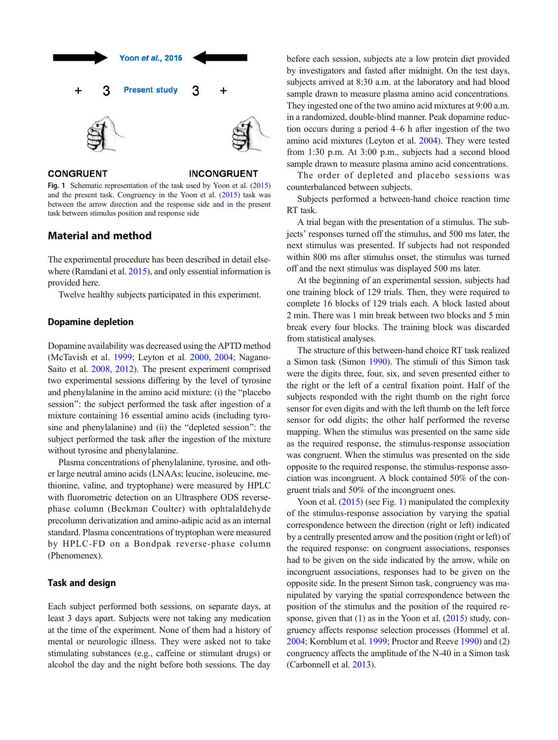Fig. 1 Schematic representation of the task used by Yoon et al. (2015) and the present task. Congruency in the Yoon et al. (2015) task was between the arrow direction and the response side and in the present task between stimulus position and response side

## Material and method

The experimental procedure has been described in detail elsewhere (Ramdani et al. 2015), and only essential information is provided here.

Twelve healthy subjects participated in this experiment.

### Dopamine depletion

Dopamine availability was decreased using the APTD method (McTavish et al. 1999; Leyton et al. 2000, 2004; Nagano-Saito et al. 2008, 2012). The present experiment comprised two experimental sessions differing by the level of tyrosine and phenylalanine in the amino acid mixture: (i) the "placebo session": the subject performed the task after ingestion of a mixture containing 16 essential amino acids (including tyrosine and phenylalanine) and (ii) the "depleted session": the subject performed the task after the ingestion of the mixture without tyrosine and phenylalanine.

Plasma concentrations of phenylalanine, tyrosine, and other large neutral amino acids (LNAAs; leucine, isoleucine, methionine, valine, and tryptophane) were measured by HPLC with fluorometric detection on an Ultrasphere ODS reverse-phase column (Beckman Coulter) with ophtalaldehyde precolumn derivatization and amino-adipic acid as an internal standard. Plasma concentrations of tryptophan were measured by HPLC-FD on a Bondpak reverse-phase column (Phenomenex).

### Task and design

Each subject performed both sessions, on separate days, at least 3 days apart. Subjects were not taking any medication at the time of the experiment. None of them had a history of mental or neurologic illness. They were asked not to take stimulating substances (e.g., caffeine or stimulant drugs) or alcohol the day and the night before both sessions. The day before each session, subjects ate a low protein diet provided by investigators and fasted after midnight. On the test days, subjects arrived at 8:30 a.m. at the laboratory and had blood sample drawn to measure plasma amino acid concentrations. They ingested one of the two amino acid mixtures at 9:00 a.m. in a randomized, double-blind manner. Peak dopamine reduction occurs during a period 4–6 h after ingestion of the two amino acid mixtures (Leyton et al. 2004). They were tested from 1:30 p.m. At 3:00 p.m., subjects had a second blood sample drawn to measure plasma amino acid concentrations.

The order of depleted and placebo sessions was counterbalanced between subjects.

Subjects performed a between-hand choice reaction time RT task.

A trial began with the presentation of a stimulus. The subjects' responses turned off the stimulus, and 500 ms later, the next stimulus was presented. If subjects had not responded within 800 ms after stimulus onset, the stimulus was turned off and the next stimulus was displayed 500 ms later.

At the beginning of an experimental session, subjects had one training block of 129 trials. Then, they were required to complete 16 blocks of 129 trials each. A block lasted about 2 min. There was 1 min break between two blocks and 5 min break every four blocks. The training block was discarded from statistical analyses.

The structure of this between-hand choice RT task realized a Simon task (Simon 1990). The stimuli of this Simon task were the digits three, four, six, and seven presented either to the right or the left of a central fixation point. Half of the subjects responded with the right thumb on the right force sensor for even digits and with the left thumb on the left force sensor for odd digits; the other half performed the reverse mapping. When the stimulus was presented on the same side as the required response, the stimulus-response association was congruent. When the stimulus was presented on the side opposite to the required response, the stimulus-response association was incongruent. A block contained 50% of the congruent trials and 50% of the incongruent ones.

Yoon et al. (2015) (see Fig. 1) manipulated the complexity of the stimulus-response association by varying the spatial correspondence between the direction (right or left) indicated by a centrally presented arrow and the position (right or left) of the required response: on congruent associations, responses had to be given on the side indicated by the arrow, while on incongruent associations, responses had to be given on the opposite side. In the present Simon task, congruency was manipulated by varying the spatial correspondence between the position of the stimulus and the position of the required response, given that (1) as in the Yoon et al. (2015) study, congruency affects response selection processes (Hommel et al. 2004; Kornblum et al. 1999; Proctor and Reeve 1990) and (2) congruency affects the amplitude of the N-40 in a Simon task (Carbonnell et al. 2013).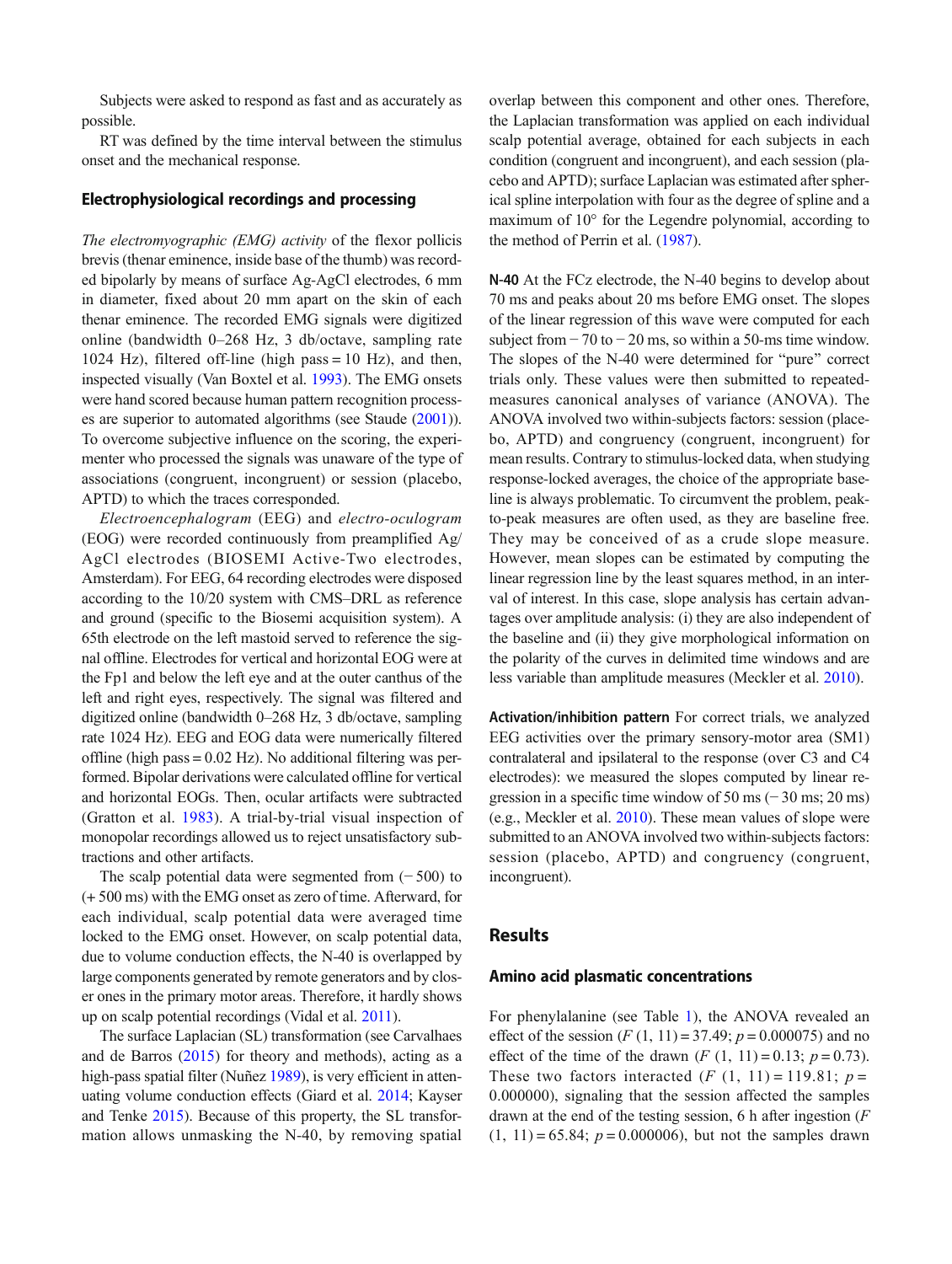Subjects were asked to respond as fast and as accurately as possible.

RT was defined by the time interval between the stimulus onset and the mechanical response.

### Electrophysiological recordings and processing

*The electromyographic (EMG) activity* of the flexor pollicis brevis (thenar eminence, inside base of the thumb) was recorded bipolarly by means of surface Ag-AgCl electrodes, 6 mm in diameter, fixed about 20 mm apart on the skin of each thenar eminence. The recorded EMG signals were digitized online (bandwidth 0–268 Hz, 3 db/octave, sampling rate 1024 Hz), filtered off-line (high pass = 10 Hz), and then, inspected visually (Van Boxtel et al. 1993). The EMG onsets were hand scored because human pattern recognition processes are superior to automated algorithms (see Staude (2001)). To overcome subjective influence on the scoring, the experimenter who processed the signals was unaware of the type of associations (congruent, incongruent) or session (placebo, APTD) to which the traces corresponded.

*Electroencephalogram* (EEG) and *electro-oculogram* (EOG) were recorded continuously from preamplified Ag/AgCl electrodes (BIOSEMI Active-Two electrodes, Amsterdam). For EEG, 64 recording electrodes were disposed according to the 10/20 system with CMS–DRL as reference and ground (specific to the Biosemi acquisition system). A 65th electrode on the left mastoid served to reference the signal offline. Electrodes for vertical and horizontal EOG were at the Fp1 and below the left eye and at the outer canthus of the left and right eyes, respectively. The signal was filtered and digitized online (bandwidth 0–268 Hz, 3 db/octave, sampling rate 1024 Hz). EEG and EOG data were numerically filtered offline (high pass = 0.02 Hz). No additional filtering was performed. Bipolar derivations were calculated offline for vertical and horizontal EOGs. Then, ocular artifacts were subtracted (Gratton et al. 1983). A trial-by-trial visual inspection of monopolar recordings allowed us to reject unsatisfactory subtractions and other artifacts.

The scalp potential data were segmented from (− 500) to (+ 500 ms) with the EMG onset as zero of time. Afterward, for each individual, scalp potential data were averaged time locked to the EMG onset. However, on scalp potential data, due to volume conduction effects, the N-40 is overlapped by large components generated by remote generators and by closer ones in the primary motor areas. Therefore, it hardly shows up on scalp potential recordings (Vidal et al. 2011).

The surface Laplacian (SL) transformation (see Carvalhaes and de Barros (2015) for theory and methods), acting as a high-pass spatial filter (Nuñez 1989), is very efficient in attenuating volume conduction effects (Giard et al. 2014; Kayser and Tenke 2015). Because of this property, the SL transformation allows unmasking the N-40, by removing spatial overlap between this component and other ones. Therefore, the Laplacian transformation was applied on each individual scalp potential average, obtained for each subjects in each condition (congruent and incongruent), and each session (placebo and APTD); surface Laplacian was estimated after spherical spline interpolation with four as the degree of spline and a maximum of 10° for the Legendre polynomial, according to the method of Perrin et al. (1987).

**N-40** At the FCz electrode, the N-40 begins to develop about 70 ms and peaks about 20 ms before EMG onset. The slopes of the linear regression of this wave were computed for each subject from − 70 to − 20 ms, so within a 50-ms time window. The slopes of the N-40 were determined for "pure" correct trials only. These values were then submitted to repeated-measures canonical analyses of variance (ANOVA). The ANOVA involved two within-subjects factors: session (placebo, APTD) and congruency (congruent, incongruent) for mean results. Contrary to stimulus-locked data, when studying response-locked averages, the choice of the appropriate baseline is always problematic. To circumvent the problem, peak-to-peak measures are often used, as they are baseline free. They may be conceived of as a crude slope measure. However, mean slopes can be estimated by computing the linear regression line by the least squares method, in an interval of interest. In this case, slope analysis has certain advantages over amplitude analysis: (i) they are also independent of the baseline and (ii) they give morphological information on the polarity of the curves in delimited time windows and are less variable than amplitude measures (Meckler et al. 2010).

**Activation/inhibition pattern** For correct trials, we analyzed EEG activities over the primary sensory-motor area (SM1) contralateral and ipsilateral to the response (over C3 and C4 electrodes): we measured the slopes computed by linear regression in a specific time window of 50 ms (− 30 ms; 20 ms) (e.g., Meckler et al. 2010). These mean values of slope were submitted to an ANOVA involved two within-subjects factors: session (placebo, APTD) and congruency (congruent, incongruent).

## Results

### Amino acid plasmatic concentrations

For phenylalanine (see Table 1), the ANOVA revealed an effect of the session ($F$ (1, 11) = 37.49; $p = 0.000075$) and no effect of the time of the drawn ($F$ (1, 11) = 0.13; $p = 0.73$). These two factors interacted ($F$ (1, 11) = 119.81; $p = 0.000000$), signaling that the session affected the samples drawn at the end of the testing session, 6 h after ingestion ($F$ (1, 11) = 65.84; $p = 0.000006$), but not the samples drawn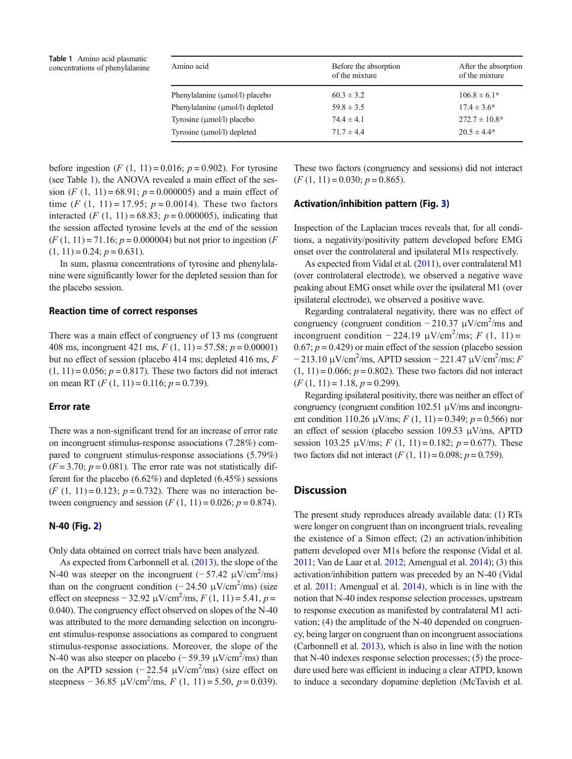**Table 1** Amino acid plasmatic concentrations of phenylalanine

| Amino acid | Before the absorption of the mixture | After the absorption of the mixture |
|---|---|---|
| Phenylalanine (μmol/l) placebo | 60.3 ± 3.2 | 106.8 ± 6.1* |
| Phenylalanine (μmol/l) depleted | 59.8 ± 3.5 | 17.4 ± 3.6* |
| Tyrosine (μmol/l) placebo | 74.4 ± 4.1 | 272.7 ± 10.8* |
| Tyrosine (μmol/l) depleted | 71.7 ± 4.4 | 20.5 ± 4.4* |

before ingestion ($F$ (1, 11) = 0.016; $p$ = 0.902). For tyrosine (see Table 1), the ANOVA revealed a main effect of the session ($F$ (1, 11) = 68.91; $p$ = 0.000005) and a main effect of time ($F$ (1, 11) = 17.95; $p$ = 0.0014). These two factors interacted ($F$ (1, 11) = 68.83; $p$ = 0.000005), indicating that the session affected tyrosine levels at the end of the session ($F$ (1, 11) = 71.16; $p$ = 0.000004) but not prior to ingestion ($F$ (1, 11) = 0.24; $p$ = 0.631).

In sum, plasma concentrations of tyrosine and phenylalanine were significantly lower for the depleted session than for the placebo session.

### Reaction time of correct responses

There was a main effect of congruency of 13 ms (congruent 408 ms, incongruent 421 ms, $F$ (1, 11) = 57.58; $p$ = 0.00001) but no effect of session (placebo 414 ms; depleted 416 ms, $F$ (1, 11) = 0.056; $p$ = 0.817). These two factors did not interact on mean RT ($F$ (1, 11) = 0.116; $p$ = 0.739).

### Error rate

There was a non-significant trend for an increase of error rate on incongruent stimulus-response associations (7.28%) compared to congruent stimulus-response associations (5.79%) ($F$ = 3.70; $p$ = 0.081). The error rate was not statistically different for the placebo (6.62%) and depleted (6.45%) sessions ($F$ (1, 11) = 0.123; $p$ = 0.732). There was no interaction between congruency and session ($F$ (1, 11) = 0.026; $p$ = 0.874).

### N-40 (Fig. 2)

Only data obtained on correct trials have been analyzed.

As expected from Carbonnell et al. (2013), the slope of the N-40 was steeper on the incongruent (− 57.42 μV/cm$^2$/ms) than on the congruent condition (− 24.50 μV/cm$^2$/ms) (size effect on steepness − 32.92 μV/cm$^2$/ms, $F$ (1, 11) = 5.41, $p$ = 0.040). The congruency effect observed on slopes of the N-40 was attributed to the more demanding selection on incongruent stimulus-response associations as compared to congruent stimulus-response associations. Moreover, the slope of the N-40 was also steeper on placebo (− 59.39 μV/cm$^2$/ms) than on the APTD session (− 22.54 μV/cm$^2$/ms) (size effect on steepness − 36.85 μV/cm$^2$/ms, $F$ (1, 11) = 5.50, $p$ = 0.039). These two factors (congruency and sessions) did not interact ($F$ (1, 11) = 0.030; $p$ = 0.865).

### Activation/inhibition pattern (Fig. 3)

Inspection of the Laplacian traces reveals that, for all conditions, a negativity/positivity pattern developed before EMG onset over the controlateral and ipsilateral M1s respectively.

As expected from Vidal et al. (2011), over contralateral M1 (over controlateral electrode), we observed a negative wave peaking about EMG onset while over the ipsilateral M1 (over ipsilateral electrode), we observed a positive wave.

Regarding contralateral negativity, there was no effect of congruency (congruent condition − 210.37 μV/cm$^2$/ms and incongruent condition − 224.19 μV/cm$^2$/ms; $F$ (1, 11) = 0.67; $p$ = 0.429) or main effect of the session (placebo session − 213.10 μV/cm$^2$/ms, APTD session − 221.47 μV/cm$^2$/ms; $F$ (1, 11) = 0.066; $p$ = 0.802). These two factors did not interact ($F$ (1, 11) = 1.18, $p$ = 0.299).

Regarding ipsilateral positivity, there was neither an effect of congruency (congruent condition 102.51 μV/ms and incongruent condition 110.26 μV/ms; $F$ (1, 11) = 0.349; $p$ = 0.566) nor an effect of session (placebo session 109.53 μV/ms, APTD session 103.25 μV/ms; $F$ (1, 11) = 0.182; $p$ = 0.677). These two factors did not interact ($F$ (1, 11) = 0.098; $p$ = 0.759).

## Discussion

The present study reproduces already available data: (1) RTs were longer on congruent than on incongruent trials, revealing the existence of a Simon effect; (2) an activation/inhibition pattern developed over M1s before the response (Vidal et al. 2011; Van de Laar et al. 2012; Amengual et al. 2014); (3) this activation/inhibition pattern was preceded by an N-40 (Vidal et al. 2011; Amengual et al. 2014), which is in line with the notion that N-40 index response selection processes, upstream to response execution as manifested by contralateral M1 activation; (4) the amplitude of the N-40 depended on congruency, being larger on congruent than on incongruent associations (Carbonnell et al. 2013), which is also in line with the notion that N-40 indexes response selection processes; (5) the procedure used here was efficient in inducing a clear ATPD, known to induce a secondary dopamine depletion (McTavish et al.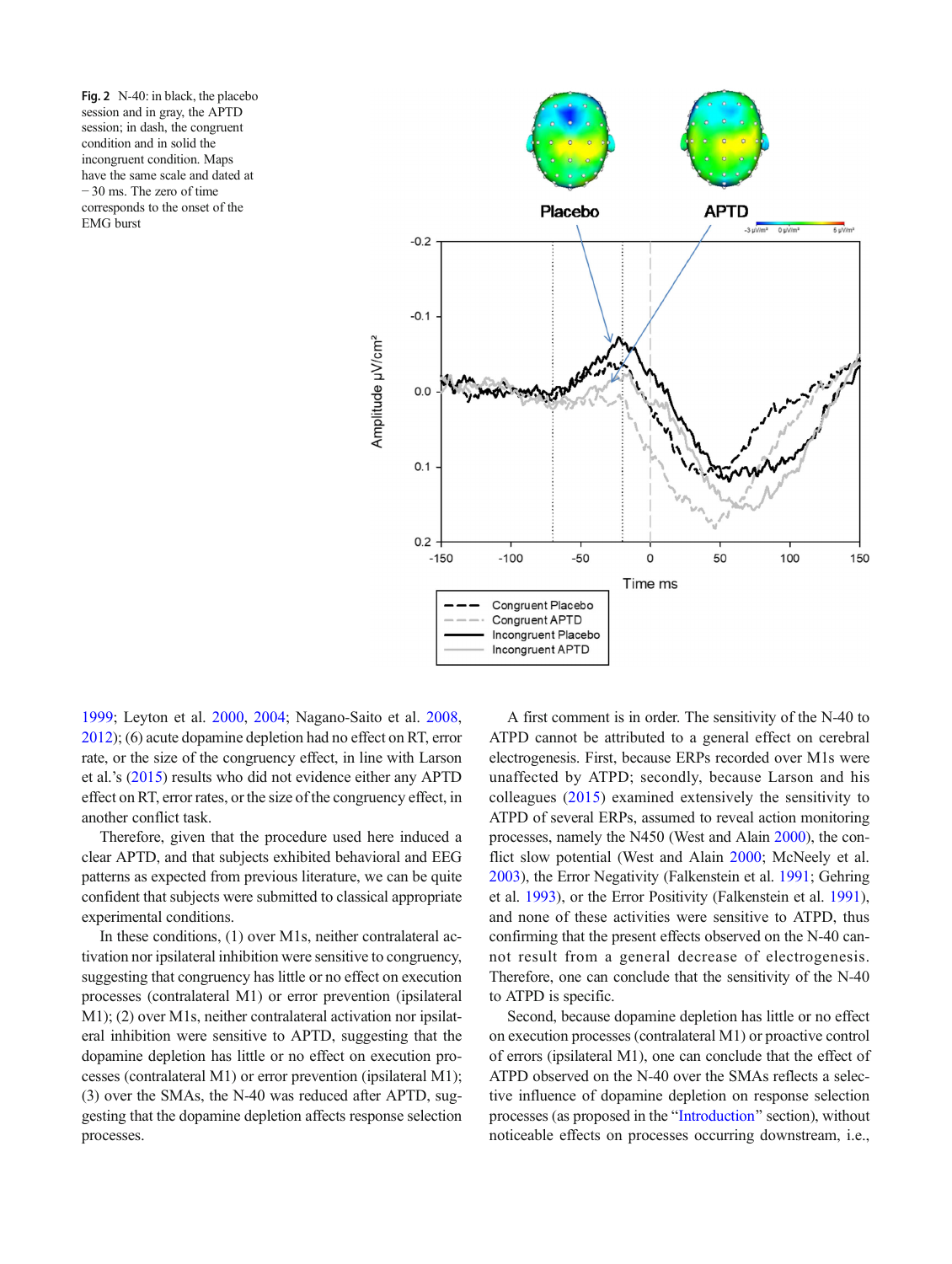**Fig. 2** N-40: in black, the placebo session and in gray, the APTD session; in dash, the congruent condition and in solid the incongruent condition. Maps have the same scale and dated at − 30 ms. The zero of time corresponds to the onset of the EMG burst

1999; Leyton et al. 2000, 2004; Nagano-Saito et al. 2008, 2012); (6) acute dopamine depletion had no effect on RT, error rate, or the size of the congruency effect, in line with Larson et al.'s (2015) results who did not evidence either any APTD effect on RT, error rates, or the size of the congruency effect, in another conflict task.

Therefore, given that the procedure used here induced a clear APTD, and that subjects exhibited behavioral and EEG patterns as expected from previous literature, we can be quite confident that subjects were submitted to classical appropriate experimental conditions.

In these conditions, (1) over M1s, neither contralateral activation nor ipsilateral inhibition were sensitive to congruency, suggesting that congruency has little or no effect on execution processes (contralateral M1) or error prevention (ipsilateral M1); (2) over M1s, neither contralateral activation nor ipsilateral inhibition were sensitive to APTD, suggesting that the dopamine depletion has little or no effect on execution processes (contralateral M1) or error prevention (ipsilateral M1); (3) over the SMAs, the N-40 was reduced after APTD, suggesting that the dopamine depletion affects response selection processes.

A first comment is in order. The sensitivity of the N-40 to ATPD cannot be attributed to a general effect on cerebral electrogenesis. First, because ERPs recorded over M1s were unaffected by ATPD; secondly, because Larson and his colleagues (2015) examined extensively the sensitivity to ATPD of several ERPs, assumed to reveal action monitoring processes, namely the N450 (West and Alain 2000), the conflict slow potential (West and Alain 2000; McNeely et al. 2003), the Error Negativity (Falkenstein et al. 1991; Gehring et al. 1993), or the Error Positivity (Falkenstein et al. 1991), and none of these activities were sensitive to ATPD, thus confirming that the present effects observed on the N-40 cannot result from a general decrease of electrogenesis. Therefore, one can conclude that the sensitivity of the N-40 to ATPD is specific.

Second, because dopamine depletion has little or no effect on execution processes (contralateral M1) or proactive control of errors (ipsilateral M1), one can conclude that the effect of ATPD observed on the N-40 over the SMAs reflects a selective influence of dopamine depletion on response selection processes (as proposed in the "Introduction" section), without noticeable effects on processes occurring downstream, i.e.,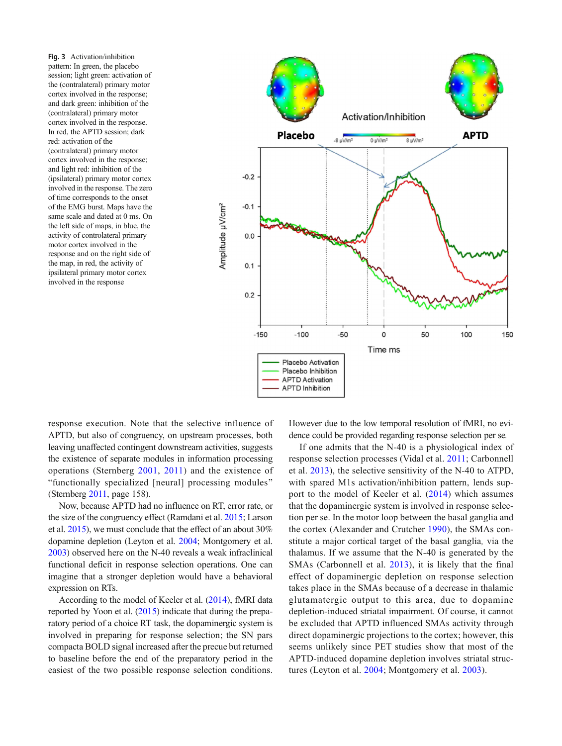**Fig. 3** Activation/inhibition pattern: In green, the placebo session; light green: activation of the (contralateral) primary motor cortex involved in the response; and dark green: inhibition of the (contralateral) primary motor cortex involved in the response. In red, the APTD session; dark red: activation of the (contralateral) primary motor cortex involved in the response; and light red: inhibition of the (ipsilateral) primary motor cortex involved in the response. The zero of time corresponds to the onset of the EMG burst. Maps have the same scale and dated at 0 ms. On the left side of maps, in blue, the activity of controlateral primary motor cortex involved in the response and on the right side of the map, in red, the activity of ipsilateral primary motor cortex involved in the response

response execution. Note that the selective influence of APTD, but also of congruency, on upstream processes, both leaving unaffected contingent downstream activities, suggests the existence of separate modules in information processing operations (Sternberg 2001, 2011) and the existence of "functionally specialized [neural] processing modules" (Sternberg 2011, page 158).

Now, because APTD had no influence on RT, error rate, or the size of the congruency effect (Ramdani et al. 2015; Larson et al. 2015), we must conclude that the effect of an about 30% dopamine depletion (Leyton et al. 2004; Montgomery et al. 2003) observed here on the N-40 reveals a weak infraclinical functional deficit in response selection operations. One can imagine that a stronger depletion would have a behavioral expression on RTs.

According to the model of Keeler et al. (2014), fMRI data reported by Yoon et al. (2015) indicate that during the preparatory period of a choice RT task, the dopaminergic system is involved in preparing for response selection; the SN pars compacta BOLD signal increased after the precue but returned to baseline before the end of the preparatory period in the easiest of the two possible response selection conditions. However due to the low temporal resolution of fMRI, no evidence could be provided regarding response selection per se.

If one admits that the N-40 is a physiological index of response selection processes (Vidal et al. 2011; Carbonnell et al. 2013), the selective sensitivity of the N-40 to ATPD, with spared M1s activation/inhibition pattern, lends support to the model of Keeler et al. (2014) which assumes that the dopaminergic system is involved in response selection. In the motor loop between the basal ganglia and the cortex (Alexander and Crutcher 1990), the SMAs constitute a major cortical target of the basal ganglia, via the thalamus. If we assume that the N-40 is generated by the SMAs (Carbonnell et al. 2013), it is likely that the final effect of dopaminergic depletion on response selection takes place in the SMAs because of a decrease in thalamic glutamatergic output to this area, due to dopamine depletion-induced striatal impairment. Of course, it cannot be excluded that APTD influenced SMAs activity through direct dopaminergic projections to the cortex; however, this seems unlikely since PET studies show that most of the APTD-induced dopamine depletion involves striatal structures (Leyton et al. 2004; Montgomery et al. 2003).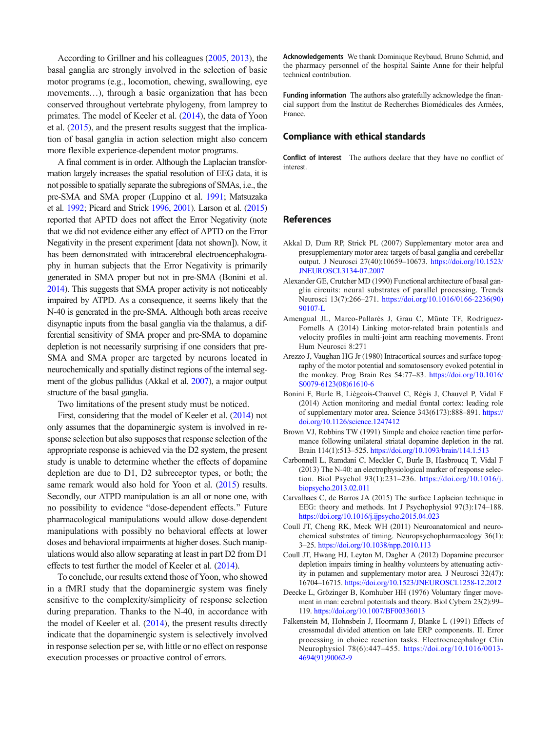According to Grillner and his colleagues (2005, 2013), the basal ganglia are strongly involved in the selection of basic motor programs (e.g., locomotion, chewing, swallowing, eye movements…), through a basic organization that has been conserved throughout vertebrate phylogeny, from lamprey to primates. The model of Keeler et al. (2014), the data of Yoon et al. (2015), and the present results suggest that the implication of basal ganglia in action selection might also concern more flexible experience-dependent motor programs.

A final comment is in order. Although the Laplacian transformation largely increases the spatial resolution of EEG data, it is not possible to spatially separate the subregions of SMAs, i.e., the pre-SMA and SMA proper (Luppino et al. 1991; Matsuzaka et al. 1992; Picard and Strick 1996, 2001). Larson et al. (2015) reported that APTD does not affect the Error Negativity (note that we did not evidence either any effect of APTD on the Error Negativity in the present experiment [data not shown]). Now, it has been demonstrated with intracerebral electroencephalography in human subjects that the Error Negativity is primarily generated in SMA proper but not in pre-SMA (Bonini et al. 2014). This suggests that SMA proper activity is not noticeably impaired by ATPD. As a consequence, it seems likely that the N-40 is generated in the pre-SMA. Although both areas receive disynaptic inputs from the basal ganglia via the thalamus, a differential sensitivity of SMA proper and pre-SMA to dopamine depletion is not necessarily surprising if one considers that pre-SMA and SMA proper are targeted by neurons located in neurochemically and spatially distinct regions of the internal segment of the globus pallidus (Akkal et al. 2007), a major output structure of the basal ganglia.

Two limitations of the present study must be noticed.

First, considering that the model of Keeler et al. (2014) not only assumes that the dopaminergic system is involved in response selection but also supposes that response selection of the appropriate response is achieved via the D2 system, the present study is unable to determine whether the effects of dopamine depletion are due to D1, D2 subreceptor types, or both; the same remark would also hold for Yoon et al. (2015) results. Secondly, our ATPD manipulation is an all or none one, with no possibility to evidence "dose-dependent effects." Future pharmacological manipulations would allow dose-dependent manipulations with possibly no behavioral effects at lower doses and behavioral impairments at higher doses. Such manipulations would also allow separating at least in part D2 from D1 effects to test further the model of Keeler et al. (2014).

To conclude, our results extend those of Yoon, who showed in a fMRI study that the dopaminergic system was finely sensitive to the complexity/simplicity of response selection during preparation. Thanks to the N-40, in accordance with the model of Keeler et al. (2014), the present results directly indicate that the dopaminergic system is selectively involved in response selection per se, with little or no effect on response execution processes or proactive control of errors.

**Acknowledgements** We thank Dominique Reybaud, Bruno Schmid, and the pharmacy personnel of the hospital Sainte Anne for their helpful technical contribution.

**Funding information** The authors also gratefully acknowledge the financial support from the Institut de Recherches Biomédicales des Armées, France.

## Compliance with ethical standards

**Conflict of interest** The authors declare that they have no conflict of interest.

## References

Akkal D, Dum RP, Strick PL (2007) Supplementary motor area and presupplementary motor area: targets of basal ganglia and cerebellar output. J Neurosci 27(40):10659–10673. https://doi.org/10.1523/JNEUROSCI.3134-07.2007

Alexander GE, Crutcher MD (1990) Functional architecture of basal ganglia circuits: neural substrates of parallel processing. Trends Neurosci 13(7):266–271. https://doi.org/10.1016/0166-2236(90)90107-L

Amengual JL, Marco-Pallarés J, Grau C, Münte TF, Rodríguez-Fornells A (2014) Linking motor-related brain potentials and velocity profiles in multi-joint arm reaching movements. Front Hum Neurosci 8:271

Arezzo J, Vaughan HG Jr (1980) Intracortical sources and surface topography of the motor potential and somatosensory evoked potential in the monkey. Prog Brain Res 54:77–83. https://doi.org/10.1016/S0079-6123(08)61610-6

Bonini F, Burle B, Liégeois-Chauvel C, Régis J, Chauvel P, Vidal F (2014) Action monitoring and medial frontal cortex: leading role of supplementary motor area. Science 343(6173):888–891. https://doi.org/10.1126/science.1247412

Brown VJ, Robbins TW (1991) Simple and choice reaction time performance following unilateral striatal dopamine depletion in the rat. Brain 114(1):513–525. https://doi.org/10.1093/brain/114.1.513

Carbonnell L, Ramdani C, Meckler C, Burle B, Hasbroucq T, Vidal F (2013) The N-40: an electrophysiological marker of response selection. Biol Psychol 93(1):231–236. https://doi.org/10.1016/j.biopsycho.2013.02.011

Carvalhaes C, de Barros JA (2015) The surface Laplacian technique in EEG: theory and methods. Int J Psychophysiol 97(3):174–188. https://doi.org/10.1016/j.ijpsycho.2015.04.023

Coull JT, Cheng RK, Meck WH (2011) Neuroanatomical and neurochemical substrates of timing. Neuropsychopharmacology 36(1):3–25. https://doi.org/10.1038/npp.2010.113

Coull JT, Hwang HJ, Leyton M, Dagher A (2012) Dopamine precursor depletion impairs timing in healthy volunteers by attenuating activity in putamen and supplementary motor area. J Neurosci 32(47):16704–16715. https://doi.org/10.1523/JNEUROSCI.1258-12.2012

Deecke L, Grözinger B, Kornhuber HH (1976) Voluntary finger movement in man: cerebral potentials and theory. Biol Cybern 23(2):99–119. https://doi.org/10.1007/BF00336013

Falkenstein M, Hohnsbein J, Hoormann J, Blanke L (1991) Effects of crossmodal divided attention on late ERP components. II. Error processing in choice reaction tasks. Electroencephalogr Clin Neurophysiol 78(6):447–455. https://doi.org/10.1016/0013-4694(91)90062-9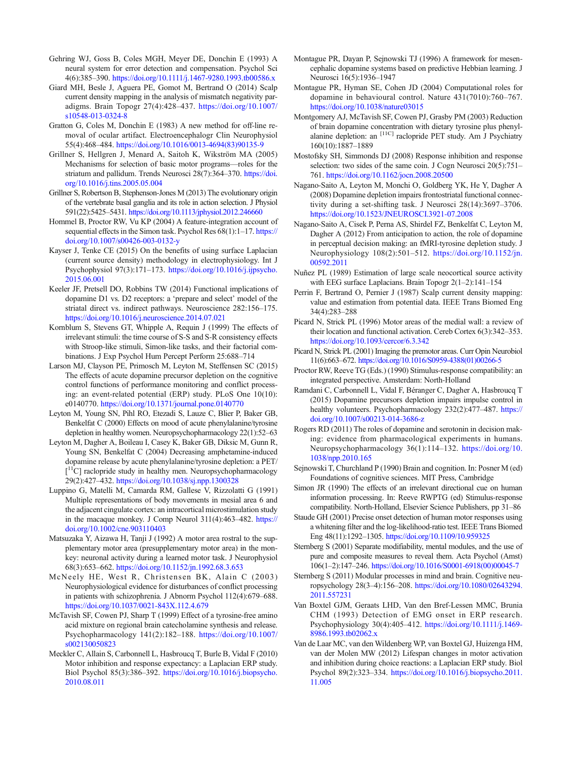Gehring WJ, Goss B, Coles MGH, Meyer DE, Donchin E (1993) A neural system for error detection and compensation. Psychol Sci 4(6):385–390. https://doi.org/10.1111/j.1467-9280.1993.tb00586.x

Giard MH, Besle J, Aguera PE, Gomot M, Bertrand O (2014) Scalp current density mapping in the analysis of mismatch negativity paradigms. Brain Topogr 27(4):428–437. https://doi.org/10.1007/s10548-013-0324-8

Gratton G, Coles M, Donchin E (1983) A new method for off-line removal of ocular artifact. Electroencephalogr Clin Neurophysiol 55(4):468–484. https://doi.org/10.1016/0013-4694(83)90135-9

Grillner S, Hellgren J, Menard A, Saitoh K, Wikström MA (2005) Mechanisms for selection of basic motor programs—roles for the striatum and pallidum. Trends Neurosci 28(7):364–370. https://doi.org/10.1016/j.tins.2005.05.004

Grillner S, Robertson B, Stephenson-Jones M (2013) The evolutionary origin of the vertebrate basal ganglia and its role in action selection. J Physiol 591(22):5425–5431. https://doi.org/10.1113/jphysiol.2012.246660

Hommel B, Proctor RW, Vu KP (2004) A feature-integration account of sequential effects in the Simon task. Psychol Res 68(1):1–17. https://doi.org/10.1007/s00426-003-0132-y

Kayser J, Tenke CE (2015) On the benefits of using surface Laplacian (current source density) methodology in electrophysiology. Int J Psychophysiol 97(3):171–173. https://doi.org/10.1016/j.ijpsycho.2015.06.001

Keeler JF, Pretsell DO, Robbins TW (2014) Functional implications of dopamine D1 vs. D2 receptors: a 'prepare and select' model of the striatal direct vs. indirect pathways. Neuroscience 282:156–175. https://doi.org/10.1016/j.neuroscience.2014.07.021

Kornblum S, Stevens GT, Whipple A, Requin J (1999) The effects of irrelevant stimuli: the time course of S-S and S-R consistency effects with Stroop-like stimuli, Simon-like tasks, and their factorial combinations. J Exp Psychol Hum Percept Perform 25:688–714

Larson MJ, Clayson PE, Primosch M, Leyton M, Steffensen SC (2015) The effects of acute dopamine precursor depletion on the cognitive control functions of performance monitoring and conflict processing: an event-related potential (ERP) study. PLoS One 10(10): e0140770. https://doi.org/10.1371/journal.pone.0140770

Leyton M, Young SN, Pihl RO, Etezadi S, Lauze C, Blier P, Baker GB, Benkelfat C (2000) Effects on mood of acute phenylalanine/tyrosine depletion in healthy women. Neuropsychopharmacology 22(1):52–63

Leyton M, Dagher A, Boileau I, Casey K, Baker GB, Diksic M, Gunn R, Young SN, Benkelfat C (2004) Decreasing amphetamine-induced dopamine release by acute phenylalanine/tyrosine depletion: a PET/[$^{11}$C] raclopride study in healthy men. Neuropsychopharmacology 29(2):427–432. https://doi.org/10.1038/sj.npp.1300328

Luppino G, Matelli M, Camarda RM, Gallese V, Rizzolatti G (1991) Multiple representations of body movements in mesial area 6 and the adjacent cingulate cortex: an intracortical microstimulation study in the macaque monkey. J Comp Neurol 311(4):463–482. https://doi.org/10.1002/cne.903110403

Matsuzaka Y, Aizawa H, Tanji J (1992) A motor area rostral to the supplementary motor area (presupplementary motor area) in the monkey: neuronal activity during a learned motor task. J Neurophysiol 68(3):653–662. https://doi.org/10.1152/jn.1992.68.3.653

McNeely HE, West R, Christensen BK, Alain C (2003) Neurophysiological evidence for disturbances of conflict processing in patients with schizophrenia. J Abnorm Psychol 112(4):679–688. https://doi.org/10.1037/0021-843X.112.4.679

McTavish SF, Cowen PJ, Sharp T (1999) Effect of a tyrosine-free amino acid mixture on regional brain catecholamine synthesis and release. Psychopharmacology 141(2):182–188. https://doi.org/10.1007/s002130050823

Meckler C, Allain S, Carbonnell L, Hasbroucq T, Burle B, Vidal F (2010) Motor inhibition and response expectancy: a Laplacian ERP study. Biol Psychol 85(3):386–392. https://doi.org/10.1016/j.biopsycho.2010.08.011

Montague PR, Dayan P, Sejnowski TJ (1996) A framework for mesencephalic dopamine systems based on predictive Hebbian learning. J Neurosci 16(5):1936–1947

Montague PR, Hyman SE, Cohen JD (2004) Computational roles for dopamine in behavioural control. Nature 431(7010):760–767. https://doi.org/10.1038/nature03015

Montgomery AJ, McTavish SF, Cowen PJ, Grasby PM (2003) Reduction of brain dopamine concentration with dietary tyrosine plus phenylalanine depletion: an [$^{11C}$] raclopride PET study. Am J Psychiatry 160(10):1887–1889

Mostofsky SH, Simmonds DJ (2008) Response inhibition and response selection: two sides of the same coin. J Cogn Neurosci 20(5):751–761. https://doi.org/10.1162/jocn.2008.20500

Nagano-Saito A, Leyton M, Monchi O, Goldberg YK, He Y, Dagher A (2008) Dopamine depletion impairs frontostriatal functional connectivity during a set-shifting task. J Neurosci 28(14):3697–3706. https://doi.org/10.1523/JNEUROSCI.3921-07.2008

Nagano-Saito A, Cisek P, Perna AS, Shirdel FZ, Benkelfat C, Leyton M, Dagher A (2012) From anticipation to action, the role of dopamine in perceptual decision making: an fMRI-tyrosine depletion study. J Neurophysiology 108(2):501–512. https://doi.org/10.1152/jn.00592.2011

Nuñez PL (1989) Estimation of large scale neocortical source activity with EEG surface Laplacians. Brain Topogr 2(1–2):141–154

Perrin F, Bertrand O, Pernier J (1987) Scalp current density mapping: value and estimation from potential data. IEEE Trans Biomed Eng 34(4):283–288

Picard N, Strick PL (1996) Motor areas of the medial wall: a review of their location and functional activation. Cereb Cortex 6(3):342–353. https://doi.org/10.1093/cercor/6.3.342

Picard N, Strick PL (2001) Imaging the premotor areas. Curr Opin Neurobiol 11(6):663–672. https://doi.org/10.1016/S0959-4388(01)00266-5

Proctor RW, Reeve TG (Eds.) (1990) Stimulus-response compatibility: an integrated perspective. Amsterdam: North-Holland

Ramdani C, Carbonnell L, Vidal F, Béranger C, Dagher A, Hasbroucq T (2015) Dopamine precursors depletion impairs impulse control in healthy volunteers. Psychopharmacology 232(2):477–487. https://doi.org/10.1007/s00213-014-3686-z

Rogers RD (2011) The roles of dopamine and serotonin in decision making: evidence from pharmacological experiments in humans. Neuropsychopharmacology 36(1):114–132. https://doi.org/10.1038/npp.2010.165

Sejnowski T, Churchland P (1990) Brain and cognition. In: Posner M (ed) Foundations of cognitive sciences. MIT Press, Cambridge

Simon JR (1990) The effects of an irrelevant directional cue on human information processing. In: Reeve RWPTG (ed) Stimulus-response compatibility. North-Holland, Elsevier Science Publishers, pp 31–86

Staude GH (2001) Precise onset detection of human motor responses using a whitening filter and the log-likelihood-ratio test. IEEE Trans Biomed Eng 48(11):1292–1305. https://doi.org/10.1109/10.959325

Sternberg S (2001) Separate modifiability, mental modules, and the use of pure and composite measures to reveal them. Acta Psychol (Amst) 106(1–2):147–246. https://doi.org/10.1016/S0001-6918(00)00045-7

Sternberg S (2011) Modular processes in mind and brain. Cognitive neuropsychology 28(3–4):156–208. https://doi.org/10.1080/02643294.2011.557231

Van Boxtel GJM, Geraats LHD, Van den Bref-Lessen MMC, Brunia CHM (1993) Detection of EMG onset in ERP research. Psychophysiology 30(4):405–412. https://doi.org/10.1111/j.1469-8986.1993.tb02062.x

Van de Laar MC, van den Wildenberg WP, van Boxtel GJ, Huizenga HM, van der Molen MW (2012) Lifespan changes in motor activation and inhibition during choice reactions: a Laplacian ERP study. Biol Psychol 89(2):323–334. https://doi.org/10.1016/j.biopsycho.2011.11.005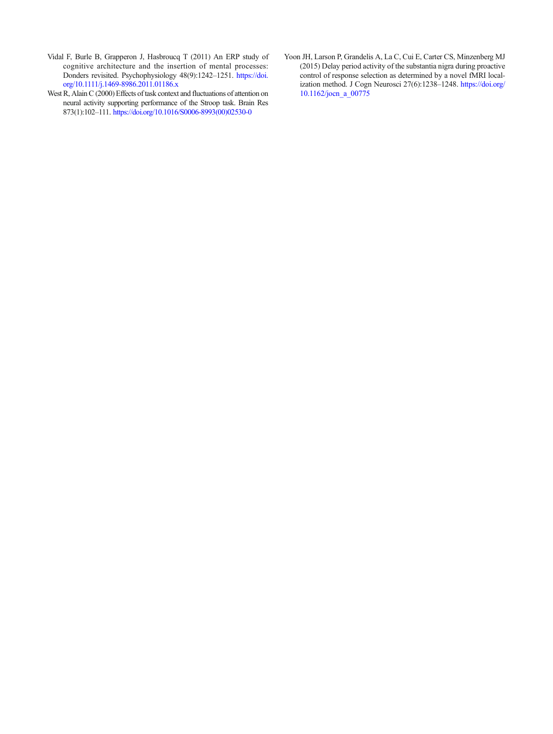Vidal F, Burle B, Grapperon J, Hasbroucq T (2011) An ERP study of cognitive architecture and the insertion of mental processes: Donders revisited. Psychophysiology 48(9):1242–1251. https://doi.org/10.1111/j.1469-8986.2011.01186.x

West R, Alain C (2000) Effects of task context and fluctuations of attention on neural activity supporting performance of the Stroop task. Brain Res 873(1):102–111. https://doi.org/10.1016/S0006-8993(00)02530-0

Yoon JH, Larson P, Grandelis A, La C, Cui E, Carter CS, Minzenberg MJ (2015) Delay period activity of the substantia nigra during proactive control of response selection as determined by a novel fMRI localization method. J Cogn Neurosci 27(6):1238–1248. https://doi.org/10.1162/jocn_a_00775